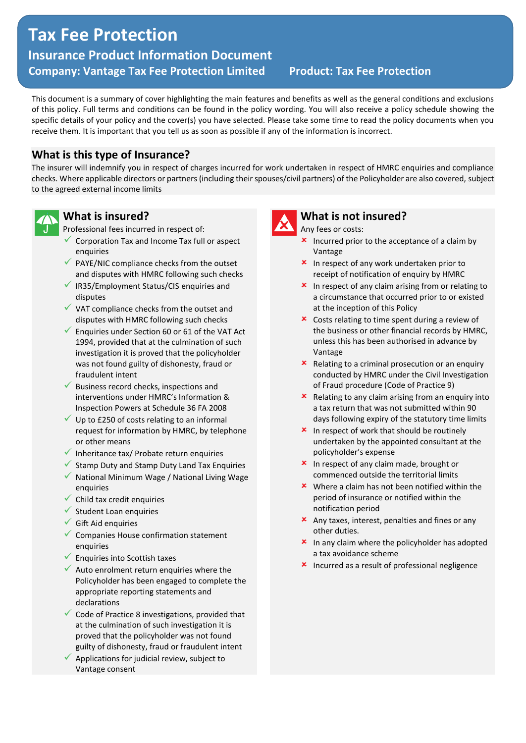# Tax Fee Protection

## Insurance Product Information Document

**Company: Vantage Tax Fee Protection Limited** **Product: Tax Fee Protection**

This document is a summary of cover highlighting the main features and benefits as well as the general conditions and exclusions of this policy. Full terms and conditions can be found in the policy wording. You will also receive a policy schedule showing the specific details of your policy and the cover(s) you have selected. Please take some time to read the policy documents when you receive them. It is important that you tell us as soon as possible if any of the information is incorrect.

## What is this type of Insurance?

The insurer will indemnify you in respect of charges incurred for work undertaken in respect of HMRC enquiries and compliance checks. Where applicable directors or partners (including their spouses/civil partners) of the Policyholder are also covered, subject to the agreed external income limits

## What is insured?

Professional fees incurred in respect of:

- ✓ Corporation Tax and Income Tax full or aspect enquiries
- ✓ PAYE/NIC compliance checks from the outset and disputes with HMRC following such checks
- ✓ IR35/Employment Status/CIS enquiries and disputes
- ✓ VAT compliance checks from the outset and disputes with HMRC following such checks
- ✓ Enquiries under Section 60 or 61 of the VAT Act 1994, provided that at the culmination of such investigation it is proved that the policyholder was not found guilty of dishonesty, fraud or fraudulent intent
- ✓ Business record checks, inspections and interventions under HMRC's Information & Inspection Powers at Schedule 36 FA 2008
- ✓ Up to £250 of costs relating to an informal request for information by HMRC, by telephone or other means
- ✓ Inheritance tax/ Probate return enquiries
- ✓ Stamp Duty and Stamp Duty Land Tax Enquiries
- ✓ National Minimum Wage / National Living Wage enquiries
- ✓ Child tax credit enquiries
- ✓ Student Loan enquiries
- ✓ Gift Aid enquiries
- ✓ Companies House confirmation statement enquiries
- ✓ Enquiries into Scottish taxes
- ✓ Auto enrolment return enquiries where the Policyholder has been engaged to complete the appropriate reporting statements and declarations
- ✓ Code of Practice 8 investigations, provided that at the culmination of such investigation it is proved that the policyholder was not found guilty of dishonesty, fraud or fraudulent intent
- ✓ Applications for judicial review, subject to Vantage consent

## What is not insured?

Any fees or costs:

- ✗ Incurred prior to the acceptance of a claim by Vantage
- ✗ In respect of any work undertaken prior to receipt of notification of enquiry by HMRC
- ✗ In respect of any claim arising from or relating to a circumstance that occurred prior to or existed at the inception of this Policy
- ✗ Costs relating to time spent during a review of the business or other financial records by HMRC, unless this has been authorised in advance by Vantage
- ✗ Relating to a criminal prosecution or an enquiry conducted by HMRC under the Civil Investigation of Fraud procedure (Code of Practice 9)
- ✗ Relating to any claim arising from an enquiry into a tax return that was not submitted within 90 days following expiry of the statutory time limits
- ✗ In respect of work that should be routinely undertaken by the appointed consultant at the policyholder's expense
- ✗ In respect of any claim made, brought or commenced outside the territorial limits
- ✗ Where a claim has not been notified within the period of insurance or notified within the notification period
- ✗ Any taxes, interest, penalties and fines or any other duties.
- ✗ In any claim where the policyholder has adopted a tax avoidance scheme
- ✗ Incurred as a result of professional negligence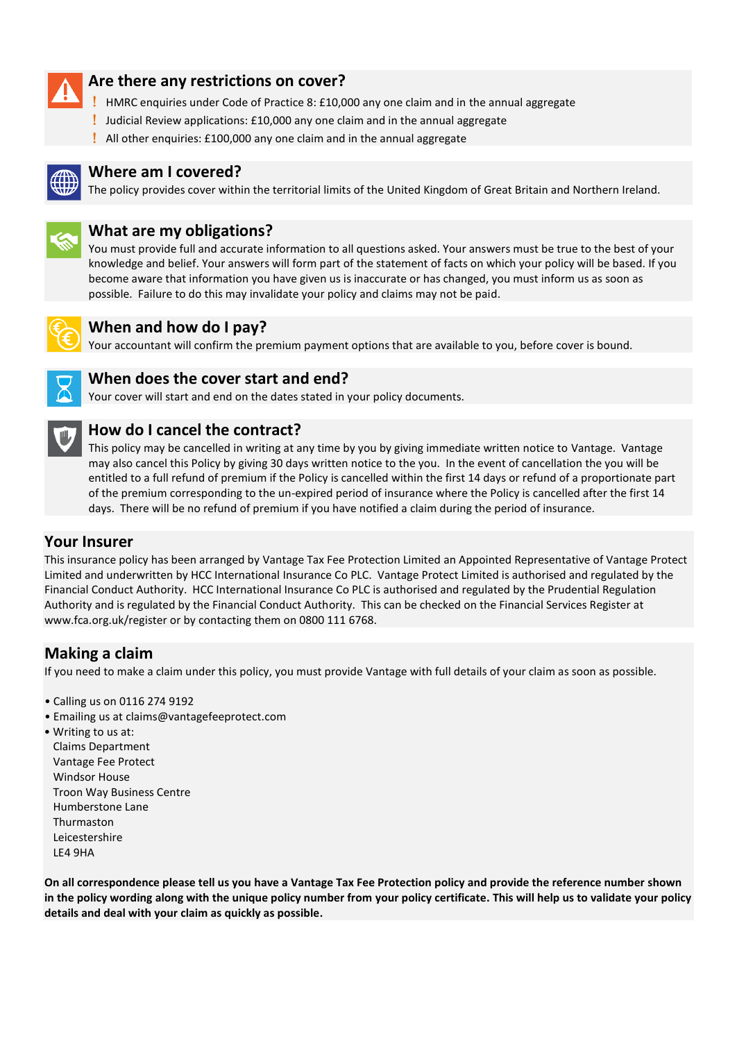## Are there any restrictions on cover?

- HMRC enquiries under Code of Practice 8: £10,000 any one claim and in the annual aggregate
- Judicial Review applications: £10,000 any one claim and in the annual aggregate
- All other enquiries: £100,000 any one claim and in the annual aggregate

## Where am I covered?

The policy provides cover within the territorial limits of the United Kingdom of Great Britain and Northern Ireland.

## What are my obligations?

You must provide full and accurate information to all questions asked. Your answers must be true to the best of your knowledge and belief. Your answers will form part of the statement of facts on which your policy will be based. If you become aware that information you have given us is inaccurate or has changed, you must inform us as soon as possible. Failure to do this may invalidate your policy and claims may not be paid.

## When and how do I pay?

Your accountant will confirm the premium payment options that are available to you, before cover is bound.

## When does the cover start and end?

Your cover will start and end on the dates stated in your policy documents.

## How do I cancel the contract?

This policy may be cancelled in writing at any time by you by giving immediate written notice to Vantage. Vantage may also cancel this Policy by giving 30 days written notice to the you. In the event of cancellation the you will be entitled to a full refund of premium if the Policy is cancelled within the first 14 days or refund of a proportionate part of the premium corresponding to the un-expired period of insurance where the Policy is cancelled after the first 14 days. There will be no refund of premium if you have notified a claim during the period of insurance.

## Your Insurer

This insurance policy has been arranged by Vantage Tax Fee Protection Limited an Appointed Representative of Vantage Protect Limited and underwritten by HCC International Insurance Co PLC. Vantage Protect Limited is authorised and regulated by the Financial Conduct Authority. HCC International Insurance Co PLC is authorised and regulated by the Prudential Regulation Authority and is regulated by the Financial Conduct Authority. This can be checked on the Financial Services Register at www.fca.org.uk/register or by contacting them on 0800 111 6768.

## Making a claim

If you need to make a claim under this policy, you must provide Vantage with full details of your claim as soon as possible.

- Calling us on 0116 274 9192
- Emailing us at claims@vantagefeeprotect.com
- Writing to us at:
  Claims Department
  Vantage Fee Protect
  Windsor House
  Troon Way Business Centre
  Humberstone Lane
  Thurmaston
  Leicestershire
  LE4 9HA

**On all correspondence please tell us you have a Vantage Tax Fee Protection policy and provide the reference number shown in the policy wording along with the unique policy number from your policy certificate. This will help us to validate your policy details and deal with your claim as quickly as possible.**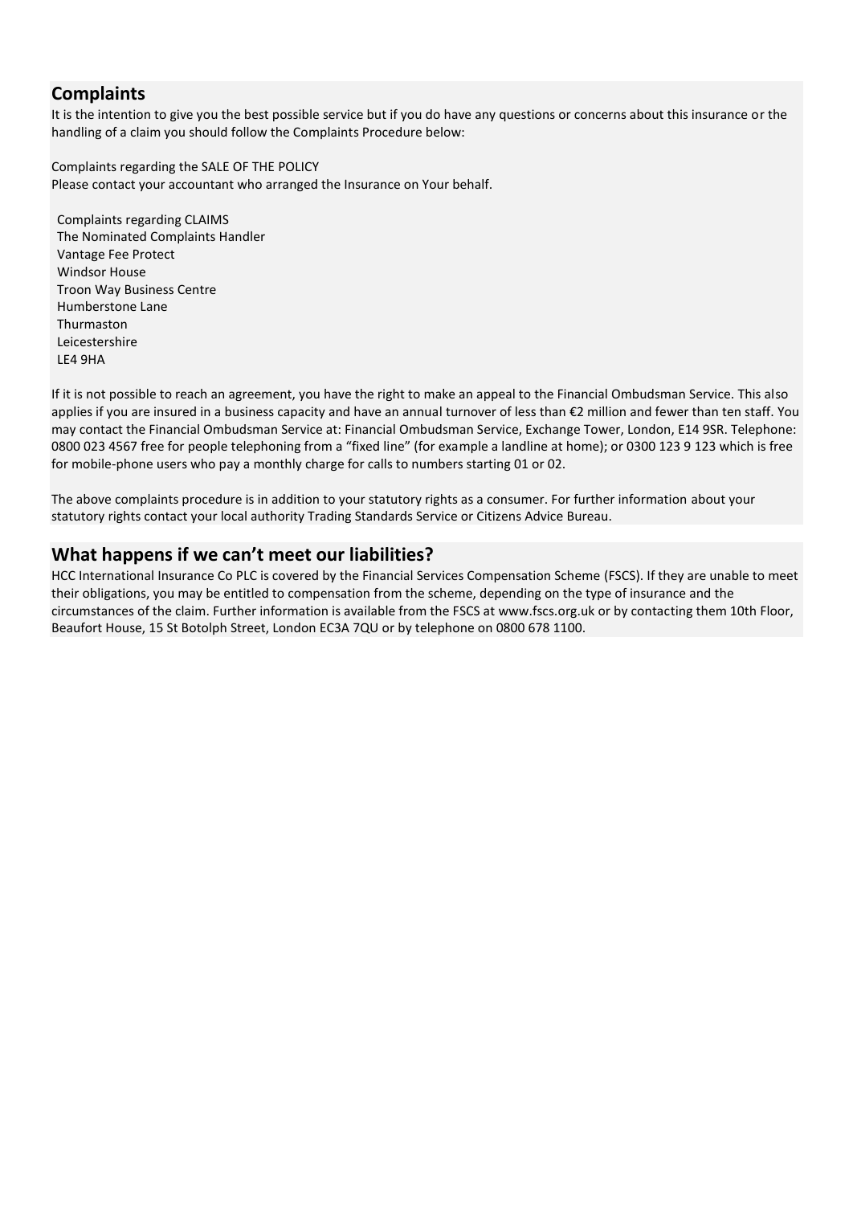## Complaints

It is the intention to give you the best possible service but if you do have any questions or concerns about this insurance or the handling of a claim you should follow the Complaints Procedure below:

Complaints regarding the SALE OF THE POLICY
Please contact your accountant who arranged the Insurance on Your behalf.

Complaints regarding CLAIMS
The Nominated Complaints Handler
Vantage Fee Protect
Windsor House
Troon Way Business Centre
Humberstone Lane
Thurmaston
Leicestershire
LE4 9HA

If it is not possible to reach an agreement, you have the right to make an appeal to the Financial Ombudsman Service. This also applies if you are insured in a business capacity and have an annual turnover of less than €2 million and fewer than ten staff. You may contact the Financial Ombudsman Service at: Financial Ombudsman Service, Exchange Tower, London, E14 9SR. Telephone: 0800 023 4567 free for people telephoning from a "fixed line" (for example a landline at home); or 0300 123 9 123 which is free for mobile-phone users who pay a monthly charge for calls to numbers starting 01 or 02.

The above complaints procedure is in addition to your statutory rights as a consumer. For further information about your statutory rights contact your local authority Trading Standards Service or Citizens Advice Bureau.

## What happens if we can't meet our liabilities?

HCC International Insurance Co PLC is covered by the Financial Services Compensation Scheme (FSCS). If they are unable to meet their obligations, you may be entitled to compensation from the scheme, depending on the type of insurance and the circumstances of the claim. Further information is available from the FSCS at www.fscs.org.uk or by contacting them 10th Floor, Beaufort House, 15 St Botolph Street, London EC3A 7QU or by telephone on 0800 678 1100.